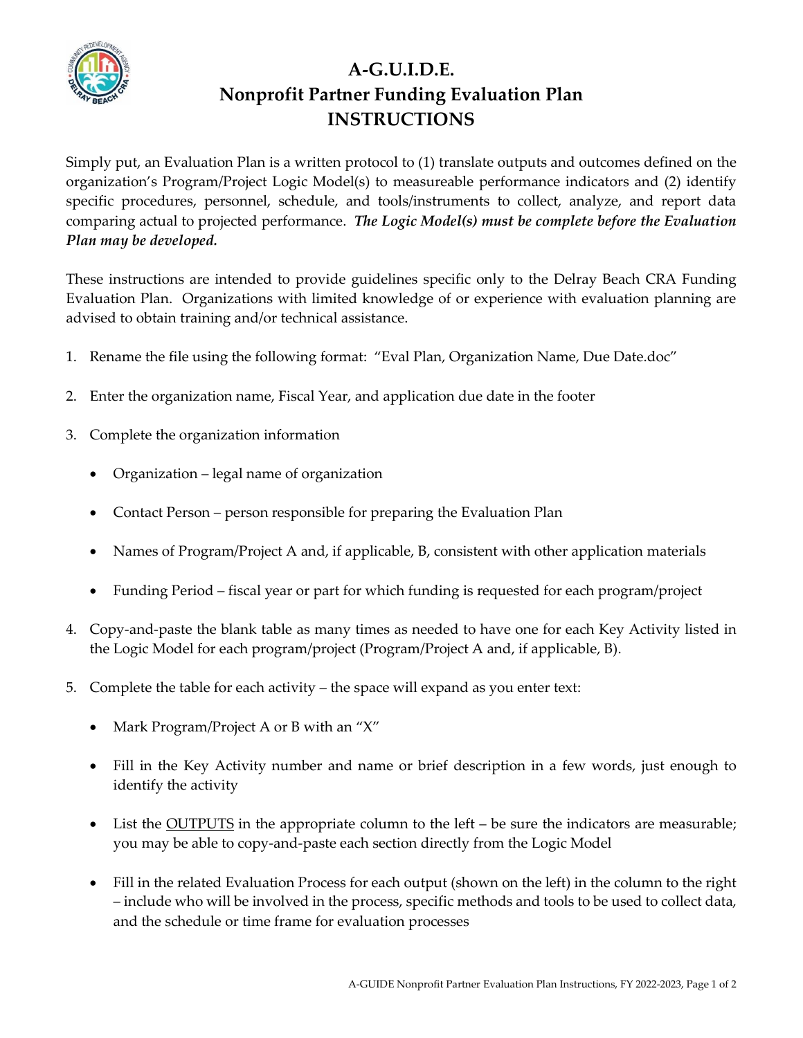# A-G.U.I.D.E.
# Nonprofit Partner Funding Evaluation Plan
# INSTRUCTIONS

Simply put, an Evaluation Plan is a written protocol to (1) translate outputs and outcomes defined on the organization's Program/Project Logic Model(s) to measureable performance indicators and (2) identify specific procedures, personnel, schedule, and tools/instruments to collect, analyze, and report data comparing actual to projected performance. ***The Logic Model(s) must be complete before the Evaluation Plan may be developed.***

These instructions are intended to provide guidelines specific only to the Delray Beach CRA Funding Evaluation Plan. Organizations with limited knowledge of or experience with evaluation planning are advised to obtain training and/or technical assistance.

1. Rename the file using the following format: "Eval Plan, Organization Name, Due Date.doc"

2. Enter the organization name, Fiscal Year, and application due date in the footer

3. Complete the organization information

   - Organization – legal name of organization

   - Contact Person – person responsible for preparing the Evaluation Plan

   - Names of Program/Project A and, if applicable, B, consistent with other application materials

   - Funding Period – fiscal year or part for which funding is requested for each program/project

4. Copy-and-paste the blank table as many times as needed to have one for each Key Activity listed in the Logic Model for each program/project (Program/Project A and, if applicable, B).

5. Complete the table for each activity – the space will expand as you enter text:

   - Mark Program/Project A or B with an "X"

   - Fill in the Key Activity number and name or brief description in a few words, just enough to identify the activity

   - List the <u>OUTPUTS</u> in the appropriate column to the left – be sure the indicators are measurable; you may be able to copy-and-paste each section directly from the Logic Model

   - Fill in the related Evaluation Process for each output (shown on the left) in the column to the right – include who will be involved in the process, specific methods and tools to be used to collect data, and the schedule or time frame for evaluation processes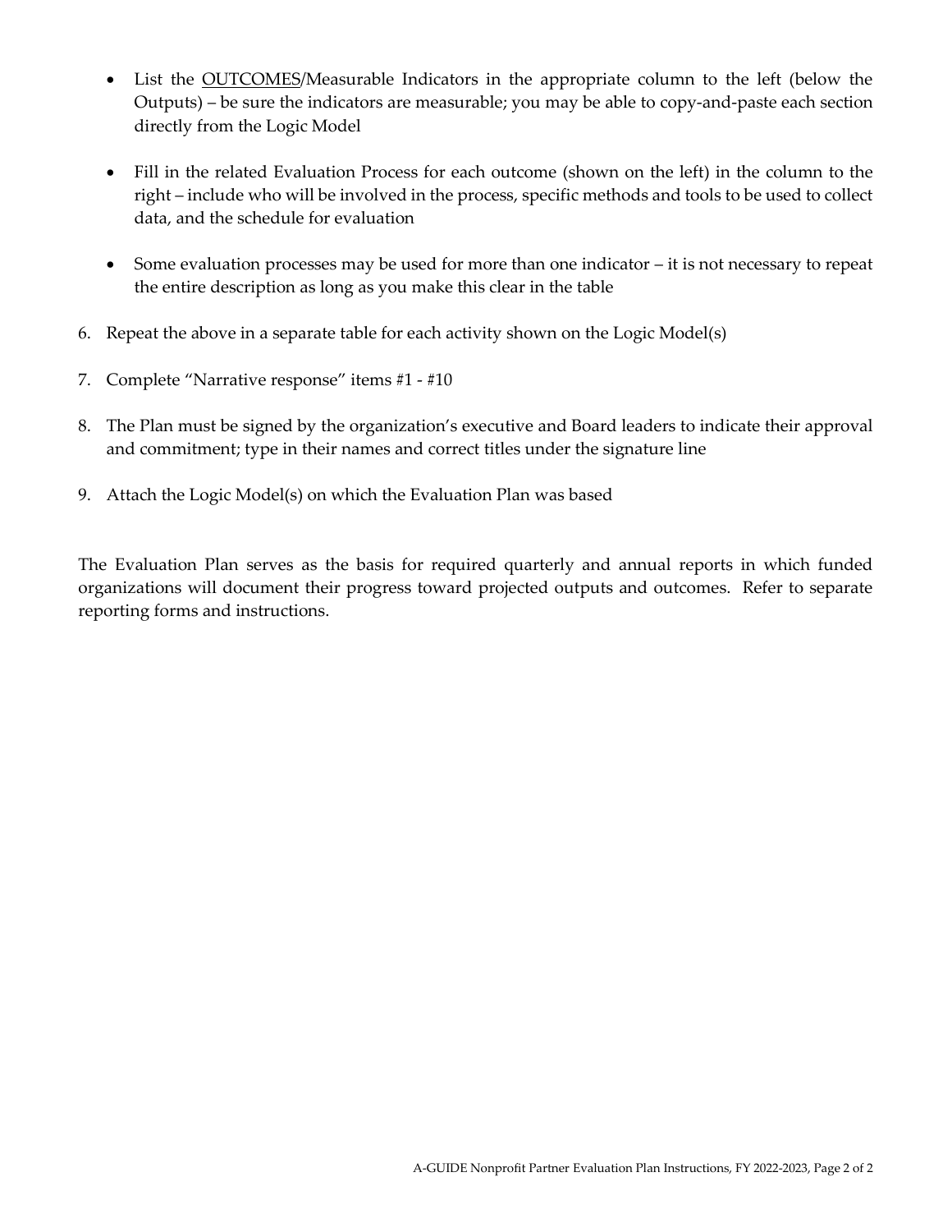- List the <u>OUTCOMES</u>/Measurable Indicators in the appropriate column to the left (below the Outputs) – be sure the indicators are measurable; you may be able to copy-and-paste each section directly from the Logic Model

- Fill in the related Evaluation Process for each outcome (shown on the left) in the column to the right – include who will be involved in the process, specific methods and tools to be used to collect data, and the schedule for evaluation

- Some evaluation processes may be used for more than one indicator – it is not necessary to repeat the entire description as long as you make this clear in the table

6. Repeat the above in a separate table for each activity shown on the Logic Model(s)

7. Complete "Narrative response" items #1 - #10

8. The Plan must be signed by the organization's executive and Board leaders to indicate their approval and commitment; type in their names and correct titles under the signature line

9. Attach the Logic Model(s) on which the Evaluation Plan was based

The Evaluation Plan serves as the basis for required quarterly and annual reports in which funded organizations will document their progress toward projected outputs and outcomes. Refer to separate reporting forms and instructions.